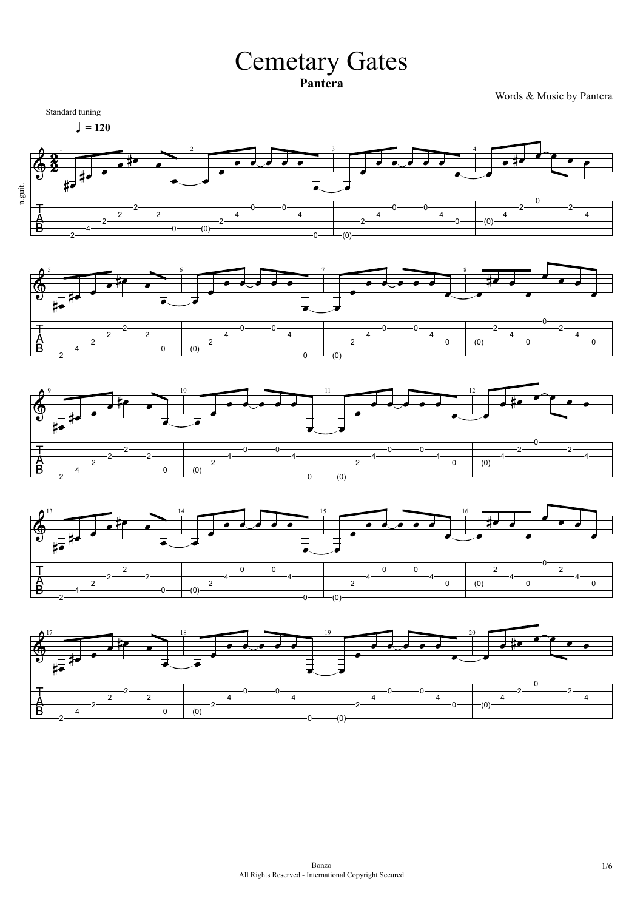# Cemetary Gates

**Pantera**

Words & Music by Pantera

Standard tuning

♩ = 120

n.guit.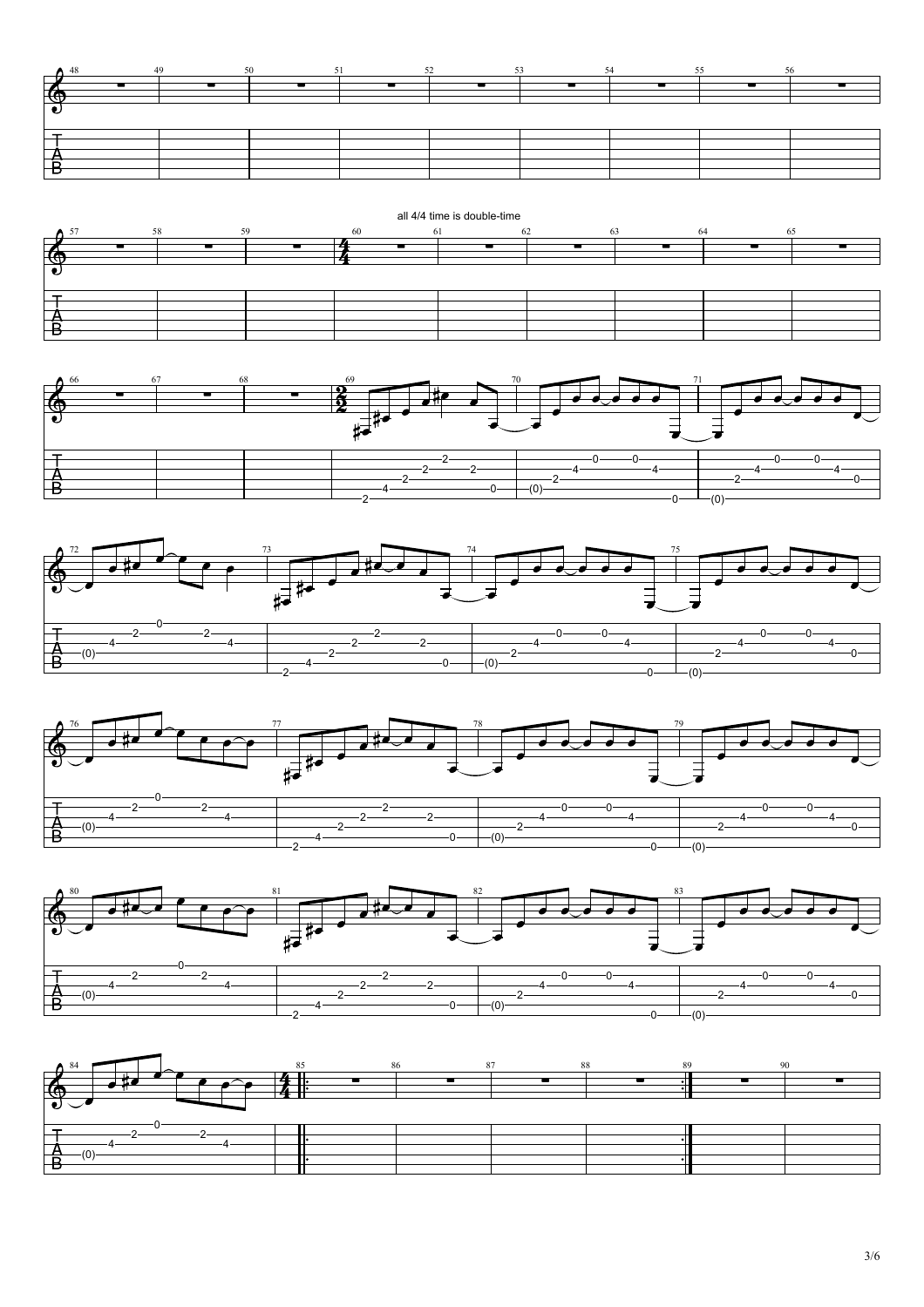all 4/4 time is double-time